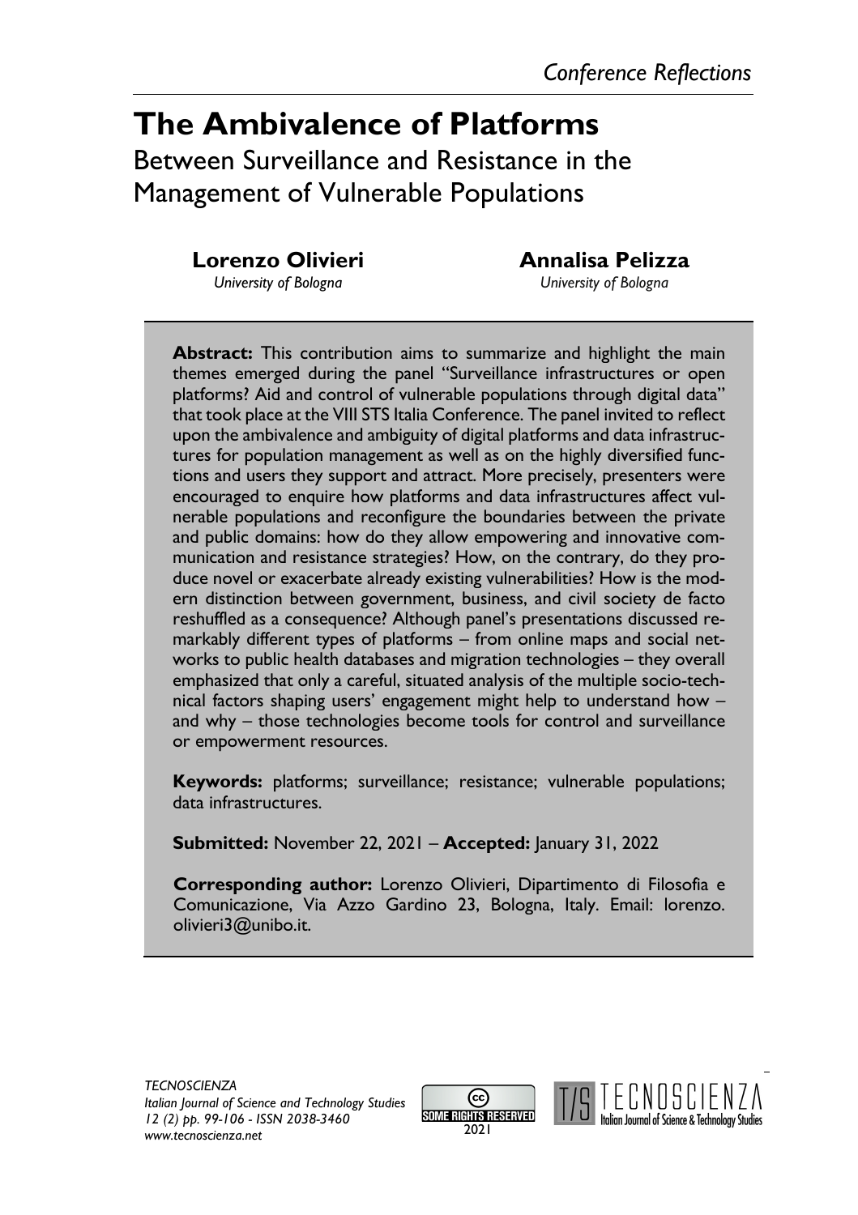*Conference Reflections*

# The Ambivalence of Platforms

## Between Surveillance and Resistance in the Management of Vulnerable Populations

**Lorenzo Olivieri**
*University of Bologna*

**Annalisa Pelizza**
*University of Bologna*

**Abstract:** This contribution aims to summarize and highlight the main themes emerged during the panel "Surveillance infrastructures or open platforms? Aid and control of vulnerable populations through digital data" that took place at the VIII STS Italia Conference. The panel invited to reflect upon the ambivalence and ambiguity of digital platforms and data infrastructures for population management as well as on the highly diversified functions and users they support and attract. More precisely, presenters were encouraged to enquire how platforms and data infrastructures affect vulnerable populations and reconfigure the boundaries between the private and public domains: how do they allow empowering and innovative communication and resistance strategies? How, on the contrary, do they produce novel or exacerbate already existing vulnerabilities? How is the modern distinction between government, business, and civil society de facto reshuffled as a consequence? Although panel's presentations discussed remarkably different types of platforms – from online maps and social networks to public health databases and migration technologies – they overall emphasized that only a careful, situated analysis of the multiple socio-technical factors shaping users' engagement might help to understand how – and why – those technologies become tools for control and surveillance or empowerment resources.

**Keywords:** platforms; surveillance; resistance; vulnerable populations; data infrastructures.

**Submitted:** November 22, 2021 – **Accepted:** January 31, 2022

**Corresponding author:** Lorenzo Olivieri, Dipartimento di Filosofia e Comunicazione, Via Azzo Gardino 23, Bologna, Italy. Email: lorenzo.olivieri3@unibo.it.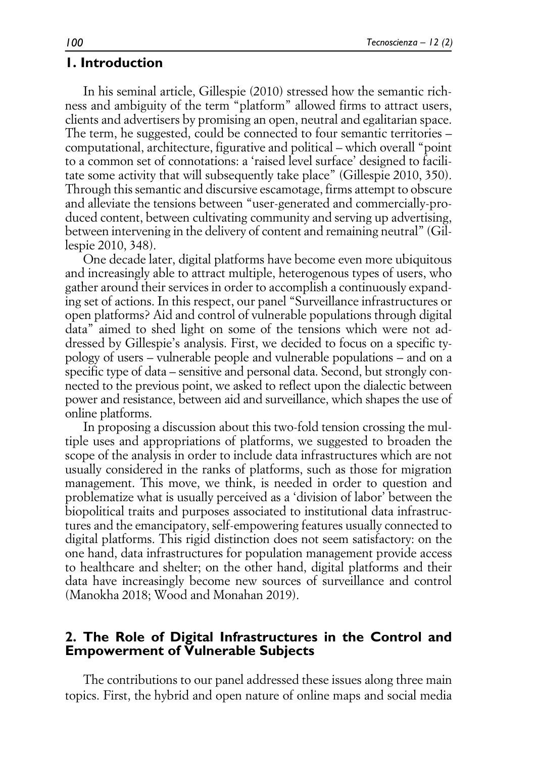## 1. Introduction

In his seminal article, Gillespie (2010) stressed how the semantic richness and ambiguity of the term "platform" allowed firms to attract users, clients and advertisers by promising an open, neutral and egalitarian space. The term, he suggested, could be connected to four semantic territories – computational, architecture, figurative and political – which overall "point to a common set of connotations: a 'raised level surface' designed to facilitate some activity that will subsequently take place" (Gillespie 2010, 350). Through this semantic and discursive escamotage, firms attempt to obscure and alleviate the tensions between "user-generated and commercially-produced content, between cultivating community and serving up advertising, between intervening in the delivery of content and remaining neutral" (Gillespie 2010, 348).

One decade later, digital platforms have become even more ubiquitous and increasingly able to attract multiple, heterogenous types of users, who gather around their services in order to accomplish a continuously expanding set of actions. In this respect, our panel "Surveillance infrastructures or open platforms? Aid and control of vulnerable populations through digital data" aimed to shed light on some of the tensions which were not addressed by Gillespie's analysis. First, we decided to focus on a specific typology of users – vulnerable people and vulnerable populations – and on a specific type of data – sensitive and personal data. Second, but strongly connected to the previous point, we asked to reflect upon the dialectic between power and resistance, between aid and surveillance, which shapes the use of online platforms.

In proposing a discussion about this two-fold tension crossing the multiple uses and appropriations of platforms, we suggested to broaden the scope of the analysis in order to include data infrastructures which are not usually considered in the ranks of platforms, such as those for migration management. This move, we think, is needed in order to question and problematize what is usually perceived as a 'division of labor' between the biopolitical traits and purposes associated to institutional data infrastructures and the emancipatory, self-empowering features usually connected to digital platforms. This rigid distinction does not seem satisfactory: on the one hand, data infrastructures for population management provide access to healthcare and shelter; on the other hand, digital platforms and their data have increasingly become new sources of surveillance and control (Manokha 2018; Wood and Monahan 2019).

## 2. The Role of Digital Infrastructures in the Control and Empowerment of Vulnerable Subjects

The contributions to our panel addressed these issues along three main topics. First, the hybrid and open nature of online maps and social media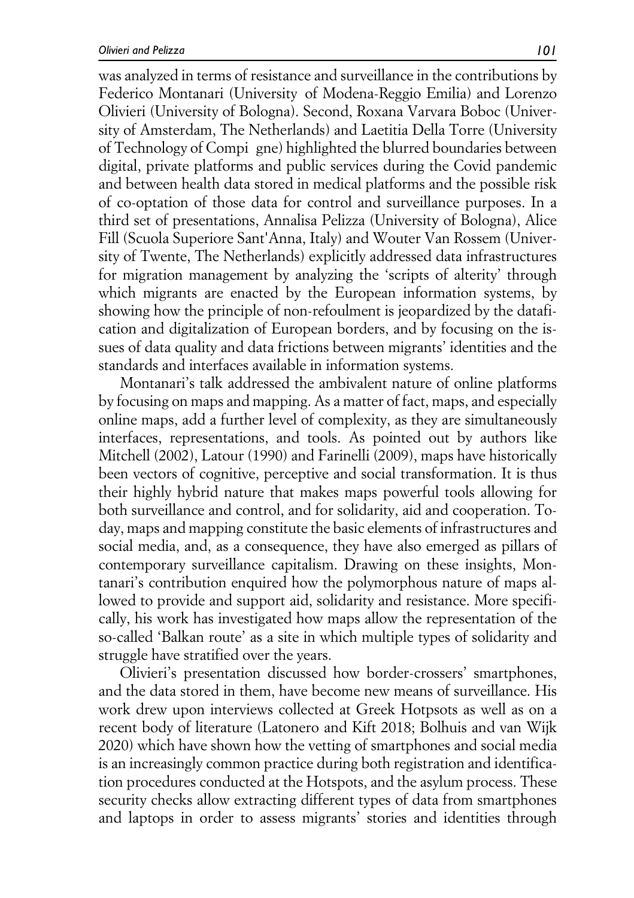was analyzed in terms of resistance and surveillance in the contributions by Federico Montanari (University of Modena-Reggio Emilia) and Lorenzo Olivieri (University of Bologna). Second, Roxana Varvara Boboc (University of Amsterdam, The Netherlands) and Laetitia Della Torre (University of Technology of Compi gne) highlighted the blurred boundaries between digital, private platforms and public services during the Covid pandemic and between health data stored in medical platforms and the possible risk of co-optation of those data for control and surveillance purposes. In a third set of presentations, Annalisa Pelizza (University of Bologna), Alice Fill (Scuola Superiore Sant'Anna, Italy) and Wouter Van Rossem (University of Twente, The Netherlands) explicitly addressed data infrastructures for migration management by analyzing the 'scripts of alterity' through which migrants are enacted by the European information systems, by showing how the principle of non-refoulment is jeopardized by the datafication and digitalization of European borders, and by focusing on the issues of data quality and data frictions between migrants' identities and the standards and interfaces available in information systems.

Montanari's talk addressed the ambivalent nature of online platforms by focusing on maps and mapping. As a matter of fact, maps, and especially online maps, add a further level of complexity, as they are simultaneously interfaces, representations, and tools. As pointed out by authors like Mitchell (2002), Latour (1990) and Farinelli (2009), maps have historically been vectors of cognitive, perceptive and social transformation. It is thus their highly hybrid nature that makes maps powerful tools allowing for both surveillance and control, and for solidarity, aid and cooperation. Today, maps and mapping constitute the basic elements of infrastructures and social media, and, as a consequence, they have also emerged as pillars of contemporary surveillance capitalism. Drawing on these insights, Montanari's contribution enquired how the polymorphous nature of maps allowed to provide and support aid, solidarity and resistance. More specifically, his work has investigated how maps allow the representation of the so-called 'Balkan route' as a site in which multiple types of solidarity and struggle have stratified over the years.

Olivieri's presentation discussed how border-crossers' smartphones, and the data stored in them, have become new means of surveillance. His work drew upon interviews collected at Greek Hotpsots as well as on a recent body of literature (Latonero and Kift 2018; Bolhuis and van Wijk 2020) which have shown how the vetting of smartphones and social media is an increasingly common practice during both registration and identification procedures conducted at the Hotspots, and the asylum process. These security checks allow extracting different types of data from smartphones and laptops in order to assess migrants' stories and identities through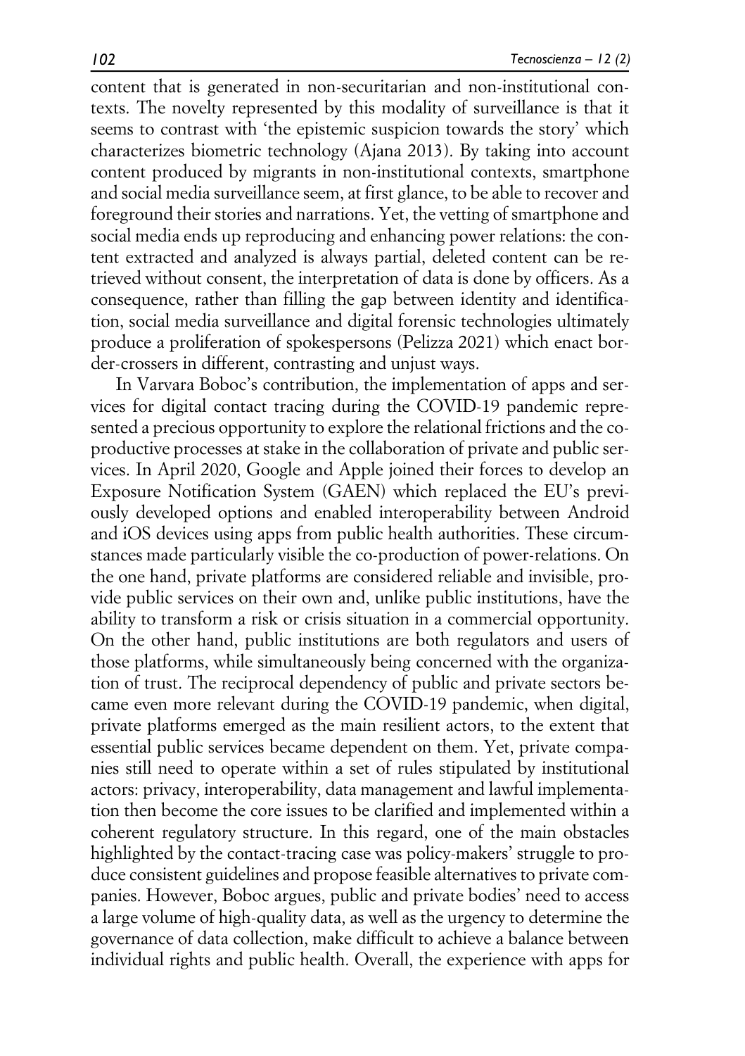content that is generated in non-securitarian and non-institutional contexts. The novelty represented by this modality of surveillance is that it seems to contrast with 'the epistemic suspicion towards the story' which characterizes biometric technology (Ajana 2013). By taking into account content produced by migrants in non-institutional contexts, smartphone and social media surveillance seem, at first glance, to be able to recover and foreground their stories and narrations. Yet, the vetting of smartphone and social media ends up reproducing and enhancing power relations: the content extracted and analyzed is always partial, deleted content can be retrieved without consent, the interpretation of data is done by officers. As a consequence, rather than filling the gap between identity and identification, social media surveillance and digital forensic technologies ultimately produce a proliferation of spokespersons (Pelizza 2021) which enact border-crossers in different, contrasting and unjust ways.

In Varvara Boboc's contribution, the implementation of apps and services for digital contact tracing during the COVID-19 pandemic represented a precious opportunity to explore the relational frictions and the co-productive processes at stake in the collaboration of private and public services. In April 2020, Google and Apple joined their forces to develop an Exposure Notification System (GAEN) which replaced the EU's previously developed options and enabled interoperability between Android and iOS devices using apps from public health authorities. These circumstances made particularly visible the co-production of power-relations. On the one hand, private platforms are considered reliable and invisible, provide public services on their own and, unlike public institutions, have the ability to transform a risk or crisis situation in a commercial opportunity. On the other hand, public institutions are both regulators and users of those platforms, while simultaneously being concerned with the organization of trust. The reciprocal dependency of public and private sectors became even more relevant during the COVID-19 pandemic, when digital, private platforms emerged as the main resilient actors, to the extent that essential public services became dependent on them. Yet, private companies still need to operate within a set of rules stipulated by institutional actors: privacy, interoperability, data management and lawful implementation then become the core issues to be clarified and implemented within a coherent regulatory structure. In this regard, one of the main obstacles highlighted by the contact-tracing case was policy-makers' struggle to produce consistent guidelines and propose feasible alternatives to private companies. However, Boboc argues, public and private bodies' need to access a large volume of high-quality data, as well as the urgency to determine the governance of data collection, make difficult to achieve a balance between individual rights and public health. Overall, the experience with apps for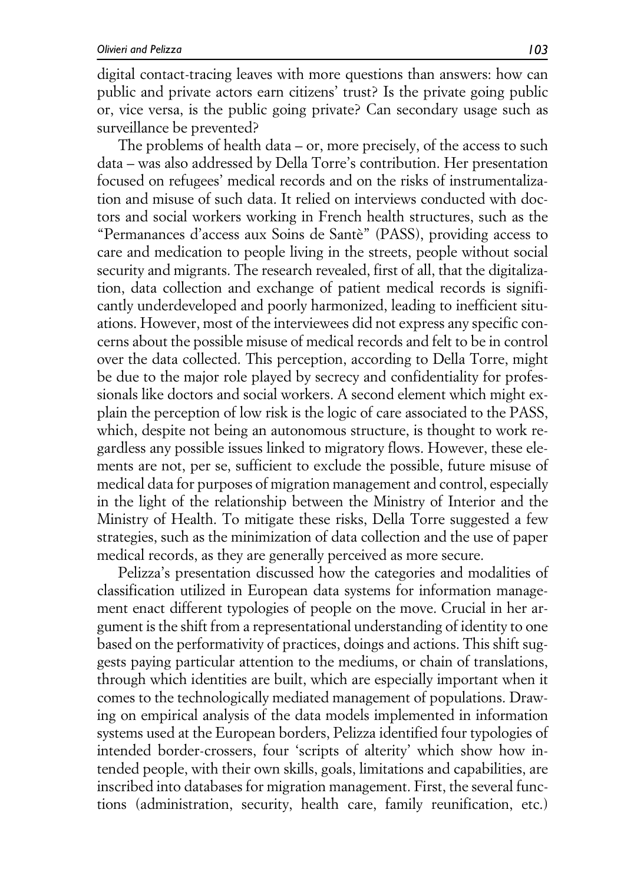digital contact-tracing leaves with more questions than answers: how can public and private actors earn citizens' trust? Is the private going public or, vice versa, is the public going private? Can secondary usage such as surveillance be prevented?

The problems of health data – or, more precisely, of the access to such data – was also addressed by Della Torre's contribution. Her presentation focused on refugees' medical records and on the risks of instrumentalization and misuse of such data. It relied on interviews conducted with doctors and social workers working in French health structures, such as the "Permanances d'access aux Soins de Santè" (PASS), providing access to care and medication to people living in the streets, people without social security and migrants. The research revealed, first of all, that the digitalization, data collection and exchange of patient medical records is significantly underdeveloped and poorly harmonized, leading to inefficient situations. However, most of the interviewees did not express any specific concerns about the possible misuse of medical records and felt to be in control over the data collected. This perception, according to Della Torre, might be due to the major role played by secrecy and confidentiality for professionals like doctors and social workers. A second element which might explain the perception of low risk is the logic of care associated to the PASS, which, despite not being an autonomous structure, is thought to work regardless any possible issues linked to migratory flows. However, these elements are not, per se, sufficient to exclude the possible, future misuse of medical data for purposes of migration management and control, especially in the light of the relationship between the Ministry of Interior and the Ministry of Health. To mitigate these risks, Della Torre suggested a few strategies, such as the minimization of data collection and the use of paper medical records, as they are generally perceived as more secure.

Pelizza's presentation discussed how the categories and modalities of classification utilized in European data systems for information management enact different typologies of people on the move. Crucial in her argument is the shift from a representational understanding of identity to one based on the performativity of practices, doings and actions. This shift suggests paying particular attention to the mediums, or chain of translations, through which identities are built, which are especially important when it comes to the technologically mediated management of populations. Drawing on empirical analysis of the data models implemented in information systems used at the European borders, Pelizza identified four typologies of intended border-crossers, four 'scripts of alterity' which show how intended people, with their own skills, goals, limitations and capabilities, are inscribed into databases for migration management. First, the several functions (administration, security, health care, family reunification, etc.)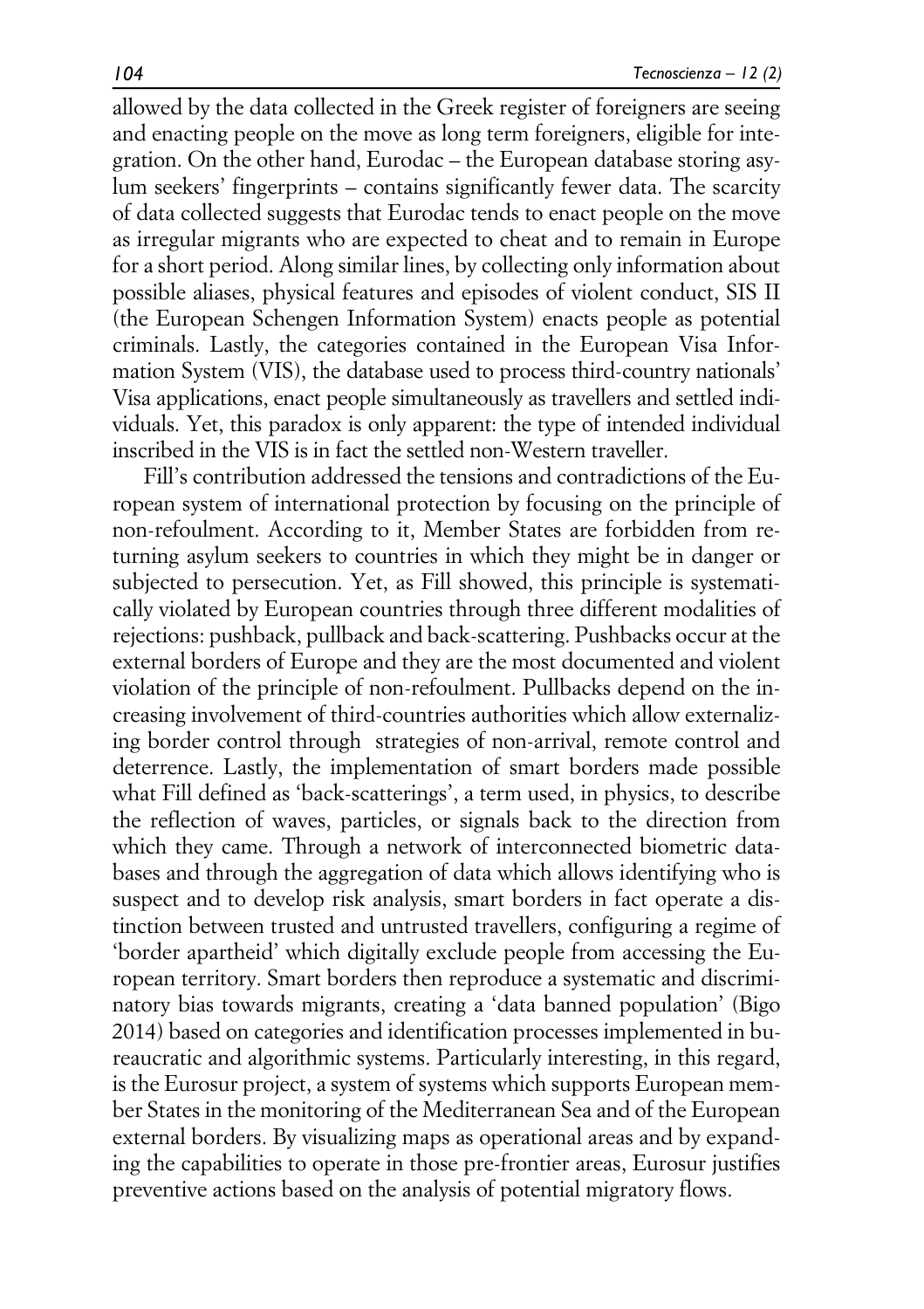allowed by the data collected in the Greek register of foreigners are seeing and enacting people on the move as long term foreigners, eligible for integration. On the other hand, Eurodac – the European database storing asylum seekers' fingerprints – contains significantly fewer data. The scarcity of data collected suggests that Eurodac tends to enact people on the move as irregular migrants who are expected to cheat and to remain in Europe for a short period. Along similar lines, by collecting only information about possible aliases, physical features and episodes of violent conduct, SIS II (the European Schengen Information System) enacts people as potential criminals. Lastly, the categories contained in the European Visa Information System (VIS), the database used to process third-country nationals' Visa applications, enact people simultaneously as travellers and settled individuals. Yet, this paradox is only apparent: the type of intended individual inscribed in the VIS is in fact the settled non-Western traveller.

Fill's contribution addressed the tensions and contradictions of the European system of international protection by focusing on the principle of non-refoulment. According to it, Member States are forbidden from returning asylum seekers to countries in which they might be in danger or subjected to persecution. Yet, as Fill showed, this principle is systematically violated by European countries through three different modalities of rejections: pushback, pullback and back-scattering. Pushbacks occur at the external borders of Europe and they are the most documented and violent violation of the principle of non-refoulment. Pullbacks depend on the increasing involvement of third-countries authorities which allow externalizing border control through strategies of non-arrival, remote control and deterrence. Lastly, the implementation of smart borders made possible what Fill defined as 'back-scatterings', a term used, in physics, to describe the reflection of waves, particles, or signals back to the direction from which they came. Through a network of interconnected biometric databases and through the aggregation of data which allows identifying who is suspect and to develop risk analysis, smart borders in fact operate a distinction between trusted and untrusted travellers, configuring a regime of 'border apartheid' which digitally exclude people from accessing the European territory. Smart borders then reproduce a systematic and discriminatory bias towards migrants, creating a 'data banned population' (Bigo 2014) based on categories and identification processes implemented in bureaucratic and algorithmic systems. Particularly interesting, in this regard, is the Eurosur project, a system of systems which supports European member States in the monitoring of the Mediterranean Sea and of the European external borders. By visualizing maps as operational areas and by expanding the capabilities to operate in those pre-frontier areas, Eurosur justifies preventive actions based on the analysis of potential migratory flows.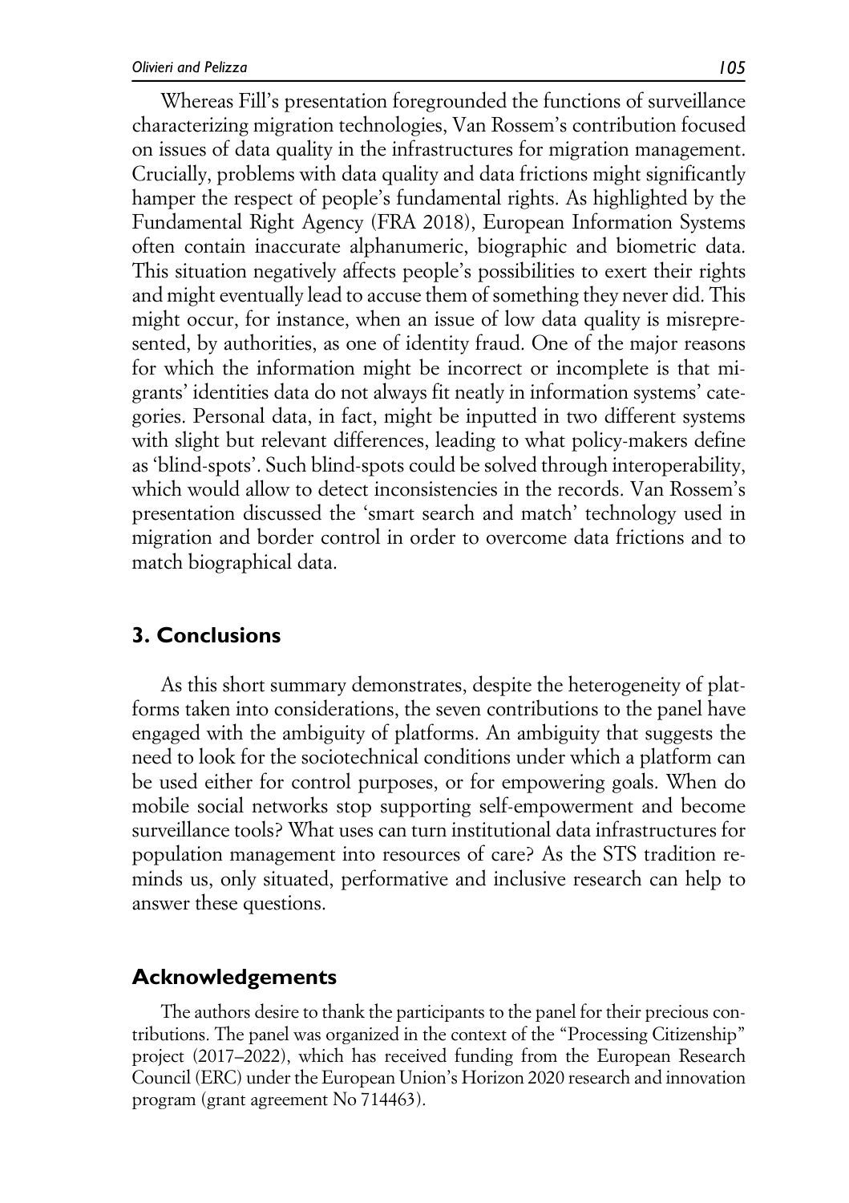Whereas Fill's presentation foregrounded the functions of surveillance characterizing migration technologies, Van Rossem's contribution focused on issues of data quality in the infrastructures for migration management. Crucially, problems with data quality and data frictions might significantly hamper the respect of people's fundamental rights. As highlighted by the Fundamental Right Agency (FRA 2018), European Information Systems often contain inaccurate alphanumeric, biographic and biometric data. This situation negatively affects people's possibilities to exert their rights and might eventually lead to accuse them of something they never did. This might occur, for instance, when an issue of low data quality is misrepresented, by authorities, as one of identity fraud. One of the major reasons for which the information might be incorrect or incomplete is that migrants' identities data do not always fit neatly in information systems' categories. Personal data, in fact, might be inputted in two different systems with slight but relevant differences, leading to what policy-makers define as 'blind-spots'. Such blind-spots could be solved through interoperability, which would allow to detect inconsistencies in the records. Van Rossem's presentation discussed the 'smart search and match' technology used in migration and border control in order to overcome data frictions and to match biographical data.

## 3. Conclusions

As this short summary demonstrates, despite the heterogeneity of platforms taken into considerations, the seven contributions to the panel have engaged with the ambiguity of platforms. An ambiguity that suggests the need to look for the sociotechnical conditions under which a platform can be used either for control purposes, or for empowering goals. When do mobile social networks stop supporting self-empowerment and become surveillance tools? What uses can turn institutional data infrastructures for population management into resources of care? As the STS tradition reminds us, only situated, performative and inclusive research can help to answer these questions.

## Acknowledgements

The authors desire to thank the participants to the panel for their precious contributions. The panel was organized in the context of the "Processing Citizenship" project (2017–2022), which has received funding from the European Research Council (ERC) under the European Union's Horizon 2020 research and innovation program (grant agreement No 714463).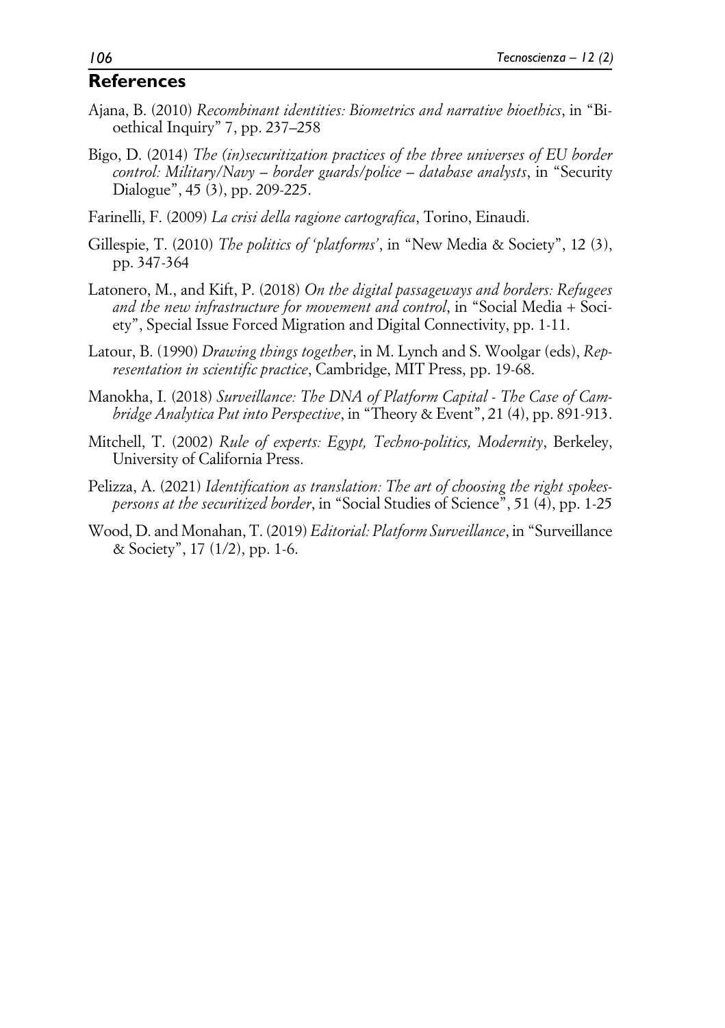## References

Ajana, B. (2010) *Recombinant identities: Biometrics and narrative bioethics*, in "Bioethical Inquiry" 7, pp. 237–258

Bigo, D. (2014) *The (in)securitization practices of the three universes of EU border control: Military/Navy – border guards/police – database analysts*, in "Security Dialogue", 45 (3), pp. 209-225.

Farinelli, F. (2009) *La crisi della ragione cartografica*, Torino, Einaudi.

Gillespie, T. (2010) *The politics of 'platforms'*, in "New Media & Society", 12 (3), pp. 347-364

Latonero, M., and Kift, P. (2018) *On the digital passageways and borders: Refugees and the new infrastructure for movement and control*, in "Social Media + Society", Special Issue Forced Migration and Digital Connectivity, pp. 1-11.

Latour, B. (1990) *Drawing things together*, in M. Lynch and S. Woolgar (eds), *Representation in scientific practice*, Cambridge, MIT Press, pp. 19-68.

Manokha, I. (2018) *Surveillance: The DNA of Platform Capital - The Case of Cambridge Analytica Put into Perspective*, in "Theory & Event", 21 (4), pp. 891-913.

Mitchell, T. (2002) *Rule of experts: Egypt, Techno-politics, Modernity*, Berkeley, University of California Press.

Pelizza, A. (2021) *Identification as translation: The art of choosing the right spokespersons at the securitized border*, in "Social Studies of Science", 51 (4), pp. 1-25

Wood, D. and Monahan, T. (2019) *Editorial: Platform Surveillance*, in "Surveillance & Society", 17 (1/2), pp. 1-6.